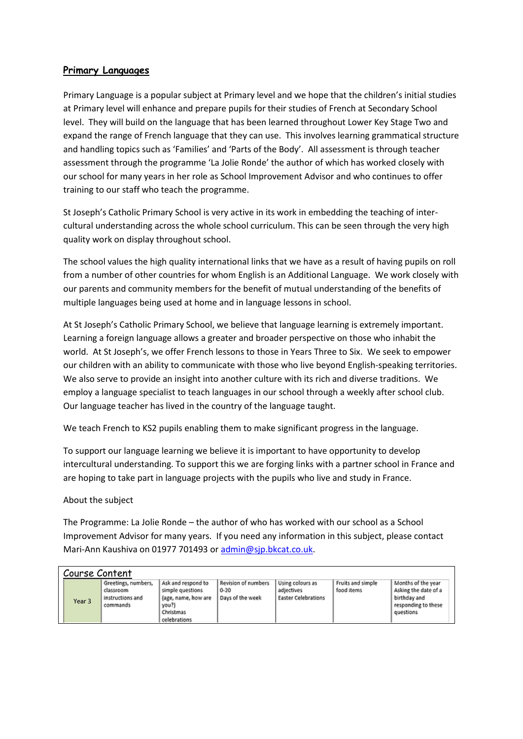## Primary Languages

Primary Language is a popular subject at Primary level and we hope that the children's initial studies at Primary level will enhance and prepare pupils for their studies of French at Secondary School level. They will build on the language that has been learned throughout Lower Key Stage Two and expand the range of French language that they can use. This involves learning grammatical structure and handling topics such as 'Families' and 'Parts of the Body'. All assessment is through teacher assessment through the programme 'La Jolie Ronde' the author of which has worked closely with our school for many years in her role as School Improvement Advisor and who continues to offer training to our staff who teach the programme.

St Joseph's Catholic Primary School is very active in its work in embedding the teaching of inter-cultural understanding across the whole school curriculum. This can be seen through the very high quality work on display throughout school.

The school values the high quality international links that we have as a result of having pupils on roll from a number of other countries for whom English is an Additional Language. We work closely with our parents and community members for the benefit of mutual understanding of the benefits of multiple languages being used at home and in language lessons in school.

At St Joseph's Catholic Primary School, we believe that language learning is extremely important. Learning a foreign language allows a greater and broader perspective on those who inhabit the world. At St Joseph's, we offer French lessons to those in Years Three to Six. We seek to empower our children with an ability to communicate with those who live beyond English-speaking territories. We also serve to provide an insight into another culture with its rich and diverse traditions. We employ a language specialist to teach languages in our school through a weekly after school club. Our language teacher has lived in the country of the language taught.

We teach French to KS2 pupils enabling them to make significant progress in the language.

To support our language learning we believe it is important to have opportunity to develop intercultural understanding. To support this we are forging links with a partner school in France and are hoping to take part in language projects with the pupils who live and study in France.

About the subject

The Programme: La Jolie Ronde – the author of who has worked with our school as a School Improvement Advisor for many years. If you need any information in this subject, please contact Mari-Ann Kaushiva on 01977 701493 or admin@sjp.bkcat.co.uk.

### Course Content

| | | | | | | |
|---|---|---|---|---|---|---|
| Year 3 | Greetings, numbers, classroom instructions and commands | Ask and respond to simple questions (age, name, how are you?) Christmas celebrations | Revision of numbers 0-20 Days of the week | Using colours as adjectives Easter Celebrations | Fruits and simple food items | Months of the year Asking the date of a birthday and responding to these questions |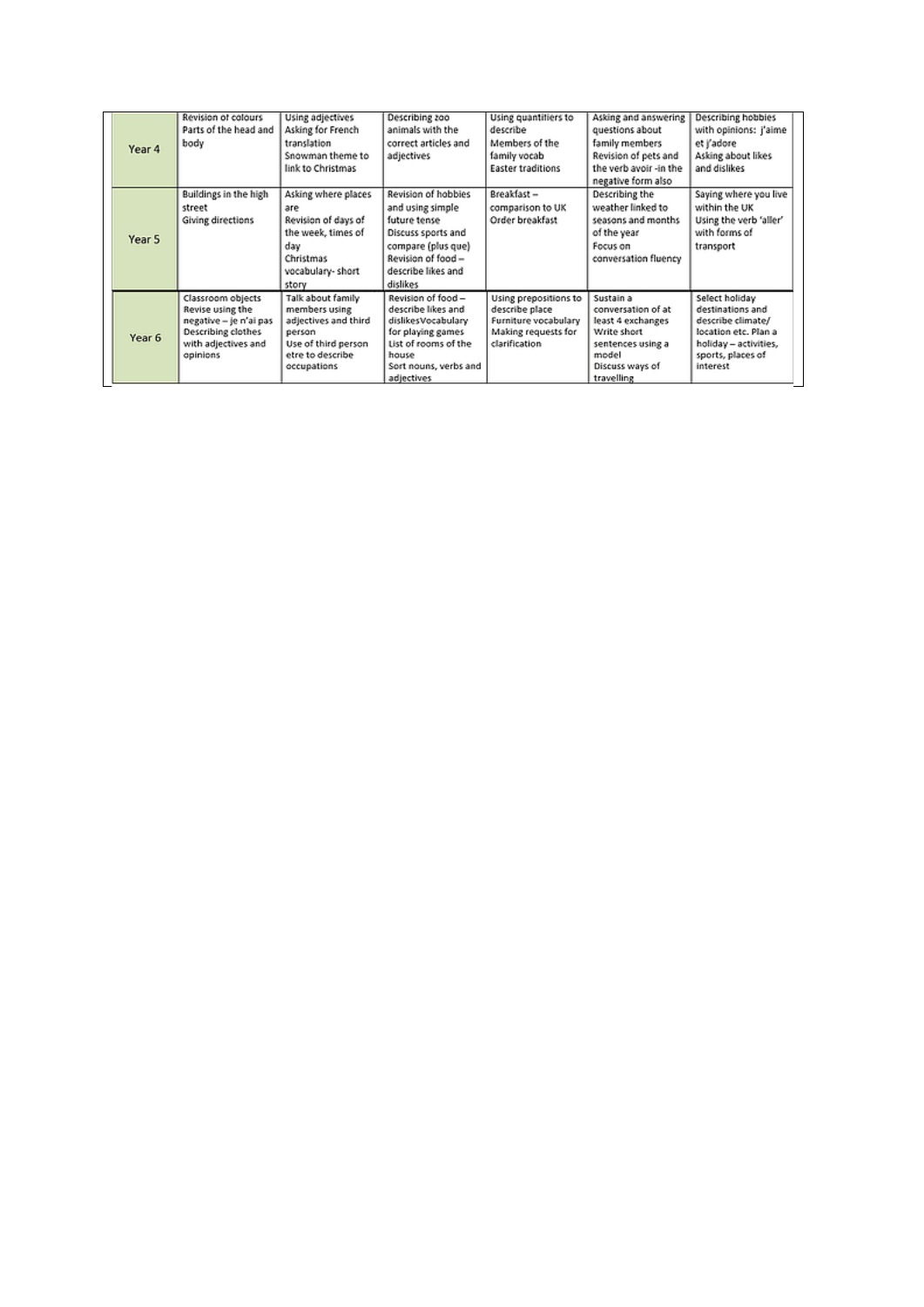| | | | | | | |
|---|---|---|---|---|---|---|
| Year 4 | Revision of colours<br>Parts of the head and body | Using adjectives<br>Asking for French translation<br>Snowman theme to link to Christmas | Describing zoo animals with the correct articles and adjectives | Using quantifiers to describe<br>Members of the family vocab<br>Easter traditions | Asking and answering questions about family members<br>Revision of pets and the verb avoir -in the negative form also | Describing hobbies with opinions: j'aime et j'adore<br>Asking about likes and dislikes |
| Year 5 | Buildings in the high street<br>Giving directions | Asking where places are<br>Revision of days of the week, times of day<br>Christmas vocabulary- short story | Revision of hobbies and using simple future tense<br>Discuss sports and compare (plus que)<br>Revision of food – describe likes and dislikes | Breakfast – comparison to UK<br>Order breakfast | Describing the weather linked to seasons and months of the year<br>Focus on conversation fluency | Saying where you live within the UK<br>Using the verb 'aller' with forms of transport |
| Year 6 | Classroom objects<br>Revise using the negative – je n'ai pas<br>Describing clothes with adjectives and opinions | Talk about family members using adjectives and third person<br>Use of third person etre to describe occupations | Revision of food – describe likes and dislikesVocabulary for playing games<br>List of rooms of the house<br>Sort nouns, verbs and adjectives | Using prepositions to describe place<br>Furniture vocabulary<br>Making requests for clarification | Sustain a conversation of at least 4 exchanges<br>Write short sentences using a model<br>Discuss ways of travelling | Select holiday destinations and describe climate/ location etc. Plan a holiday – activities, sports, places of interest |